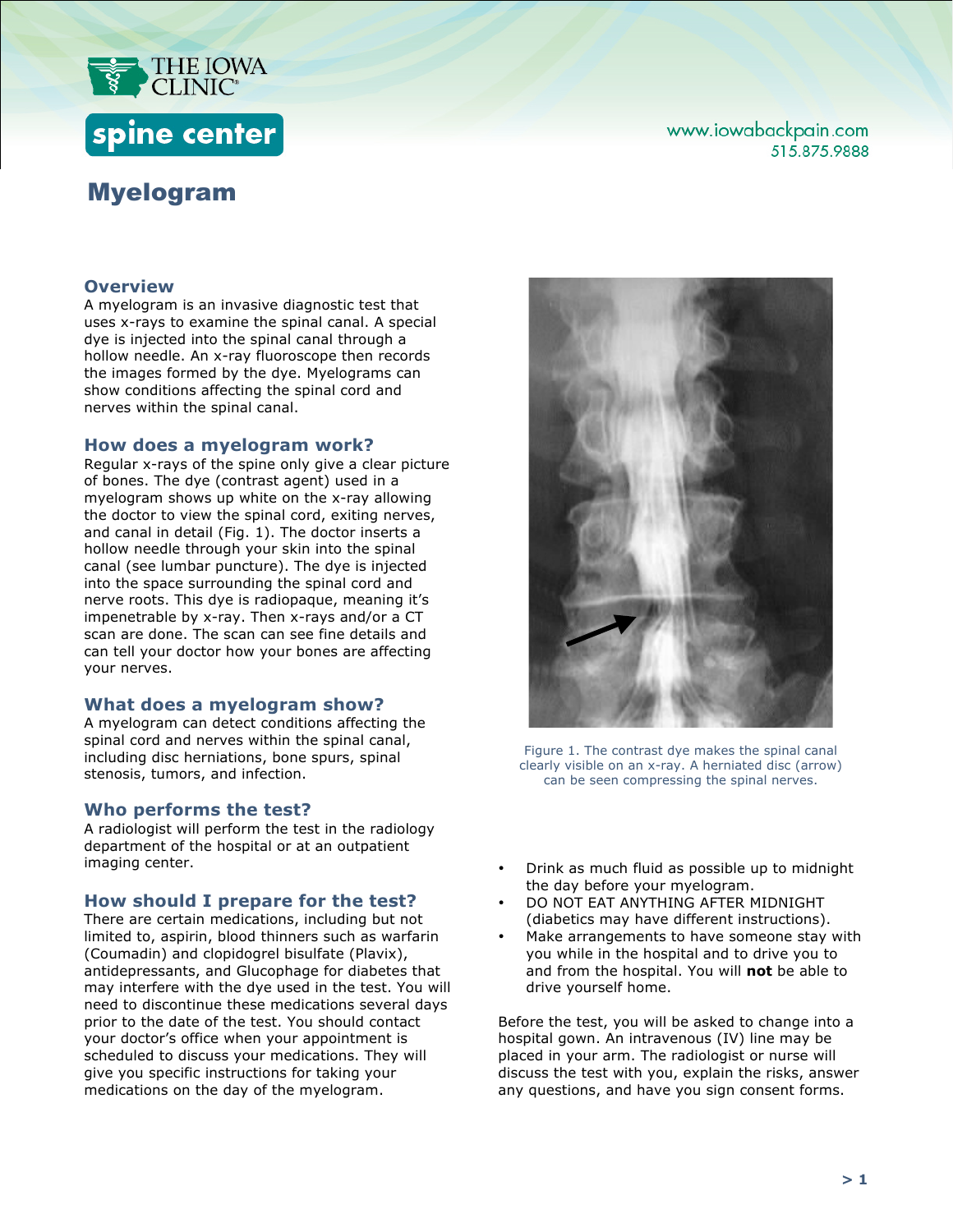THE IOWA CLINIC

spine center

www.iowabackpain.com
515.875.9888

# Myelogram

## Overview

A myelogram is an invasive diagnostic test that uses x-rays to examine the spinal canal. A special dye is injected into the spinal canal through a hollow needle. An x-ray fluoroscope then records the images formed by the dye. Myelograms can show conditions affecting the spinal cord and nerves within the spinal canal.

## How does a myelogram work?

Regular x-rays of the spine only give a clear picture of bones. The dye (contrast agent) used in a myelogram shows up white on the x-ray allowing the doctor to view the spinal cord, exiting nerves, and canal in detail (Fig. 1). The doctor inserts a hollow needle through your skin into the spinal canal (see lumbar puncture). The dye is injected into the space surrounding the spinal cord and nerve roots. This dye is radiopaque, meaning it's impenetrable by x-ray. Then x-rays and/or a CT scan are done. The scan can see fine details and can tell your doctor how your bones are affecting your nerves.

Figure 1. The contrast dye makes the spinal canal clearly visible on an x-ray. A herniated disc (arrow) can be seen compressing the spinal nerves.

## What does a myelogram show?

A myelogram can detect conditions affecting the spinal cord and nerves within the spinal canal, including disc herniations, bone spurs, spinal stenosis, tumors, and infection.

## Who performs the test?

A radiologist will perform the test in the radiology department of the hospital or at an outpatient imaging center.

## How should I prepare for the test?

There are certain medications, including but not limited to, aspirin, blood thinners such as warfarin (Coumadin) and clopidogrel bisulfate (Plavix), antidepressants, and Glucophage for diabetes that may interfere with the dye used in the test. You will need to discontinue these medications several days prior to the date of the test. You should contact your doctor's office when your appointment is scheduled to discuss your medications. They will give you specific instructions for taking your medications on the day of the myelogram.

- Drink as much fluid as possible up to midnight the day before your myelogram.
- DO NOT EAT ANYTHING AFTER MIDNIGHT (diabetics may have different instructions).
- Make arrangements to have someone stay with you while in the hospital and to drive you to and from the hospital. You will **not** be able to drive yourself home.

Before the test, you will be asked to change into a hospital gown. An intravenous (IV) line may be placed in your arm. The radiologist or nurse will discuss the test with you, explain the risks, answer any questions, and have you sign consent forms.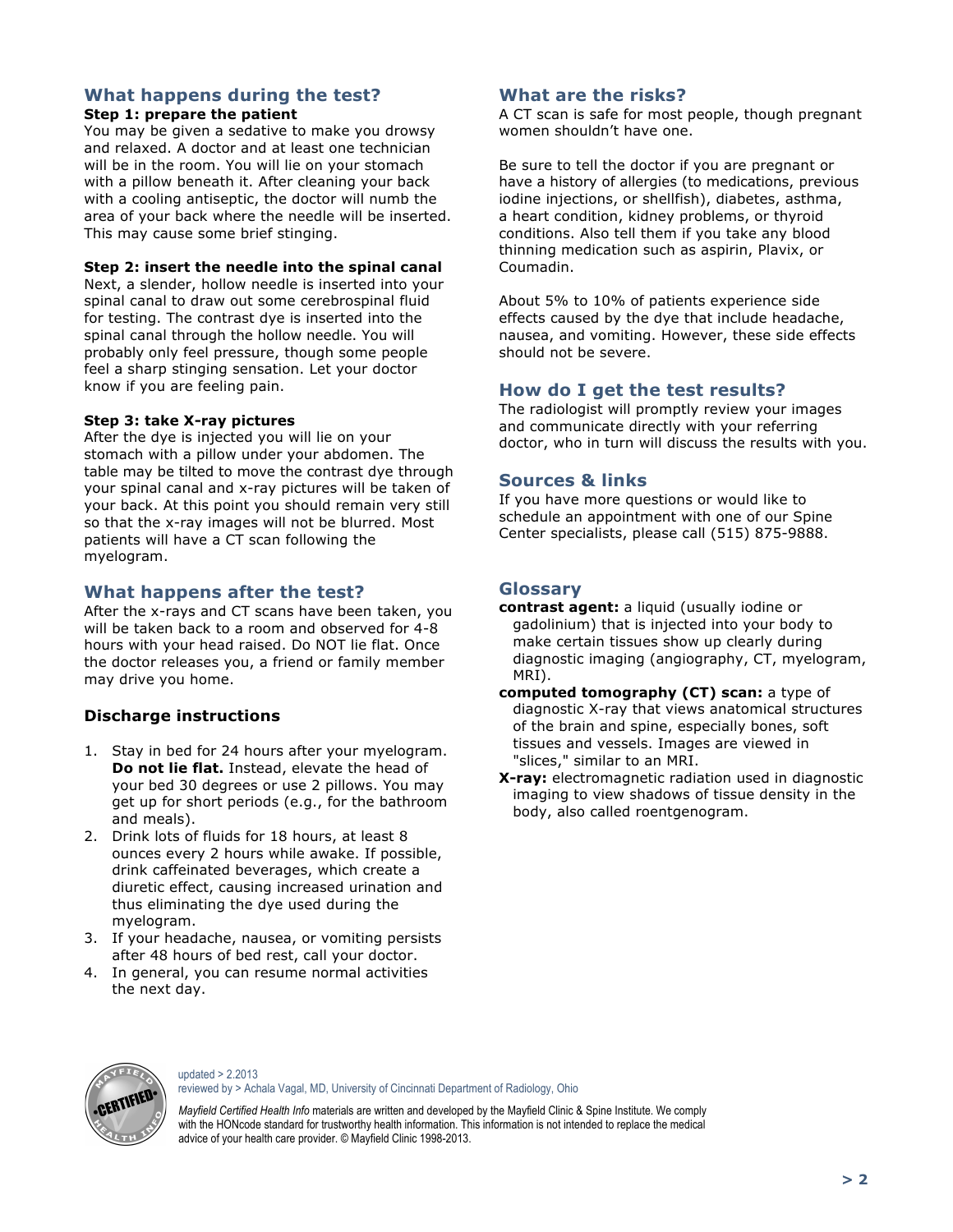## What happens during the test?

**Step 1: prepare the patient**
You may be given a sedative to make you drowsy and relaxed. A doctor and at least one technician will be in the room. You will lie on your stomach with a pillow beneath it. After cleaning your back with a cooling antiseptic, the doctor will numb the area of your back where the needle will be inserted. This may cause some brief stinging.

**Step 2: insert the needle into the spinal canal**
Next, a slender, hollow needle is inserted into your spinal canal to draw out some cerebrospinal fluid for testing. The contrast dye is inserted into the spinal canal through the hollow needle. You will probably only feel pressure, though some people feel a sharp stinging sensation. Let your doctor know if you are feeling pain.

**Step 3: take X-ray pictures**
After the dye is injected you will lie on your stomach with a pillow under your abdomen. The table may be tilted to move the contrast dye through your spinal canal and x-ray pictures will be taken of your back. At this point you should remain very still so that the x-ray images will not be blurred. Most patients will have a CT scan following the myelogram.

## What happens after the test?

After the x-rays and CT scans have been taken, you will be taken back to a room and observed for 4-8 hours with your head raised. Do NOT lie flat. Once the doctor releases you, a friend or family member may drive you home.

### Discharge instructions

1. Stay in bed for 24 hours after your myelogram. **Do not lie flat.** Instead, elevate the head of your bed 30 degrees or use 2 pillows. You may get up for short periods (e.g., for the bathroom and meals).
2. Drink lots of fluids for 18 hours, at least 8 ounces every 2 hours while awake. If possible, drink caffeinated beverages, which create a diuretic effect, causing increased urination and thus eliminating the dye used during the myelogram.
3. If your headache, nausea, or vomiting persists after 48 hours of bed rest, call your doctor.
4. In general, you can resume normal activities the next day.

## What are the risks?

A CT scan is safe for most people, though pregnant women shouldn't have one.

Be sure to tell the doctor if you are pregnant or have a history of allergies (to medications, previous iodine injections, or shellfish), diabetes, asthma, a heart condition, kidney problems, or thyroid conditions. Also tell them if you take any blood thinning medication such as aspirin, Plavix, or Coumadin.

About 5% to 10% of patients experience side effects caused by the dye that include headache, nausea, and vomiting. However, these side effects should not be severe.

## How do I get the test results?

The radiologist will promptly review your images and communicate directly with your referring doctor, who in turn will discuss the results with you.

## Sources & links

If you have more questions or would like to schedule an appointment with one of our Spine Center specialists, please call (515) 875-9888.

## Glossary

**contrast agent:** a liquid (usually iodine or gadolinium) that is injected into your body to make certain tissues show up clearly during diagnostic imaging (angiography, CT, myelogram, MRI).

**computed tomography (CT) scan:** a type of diagnostic X-ray that views anatomical structures of the brain and spine, especially bones, soft tissues and vessels. Images are viewed in "slices," similar to an MRI.

**X-ray:** electromagnetic radiation used in diagnostic imaging to view shadows of tissue density in the body, also called roentgenogram.

updated > 2.2013
reviewed by > Achala Vagal, MD, University of Cincinnati Department of Radiology, Ohio

*Mayfield Certified Health Info* materials are written and developed by the Mayfield Clinic & Spine Institute. We comply with the HONcode standard for trustworthy health information. This information is not intended to replace the medical advice of your health care provider. © Mayfield Clinic 1998-2013.